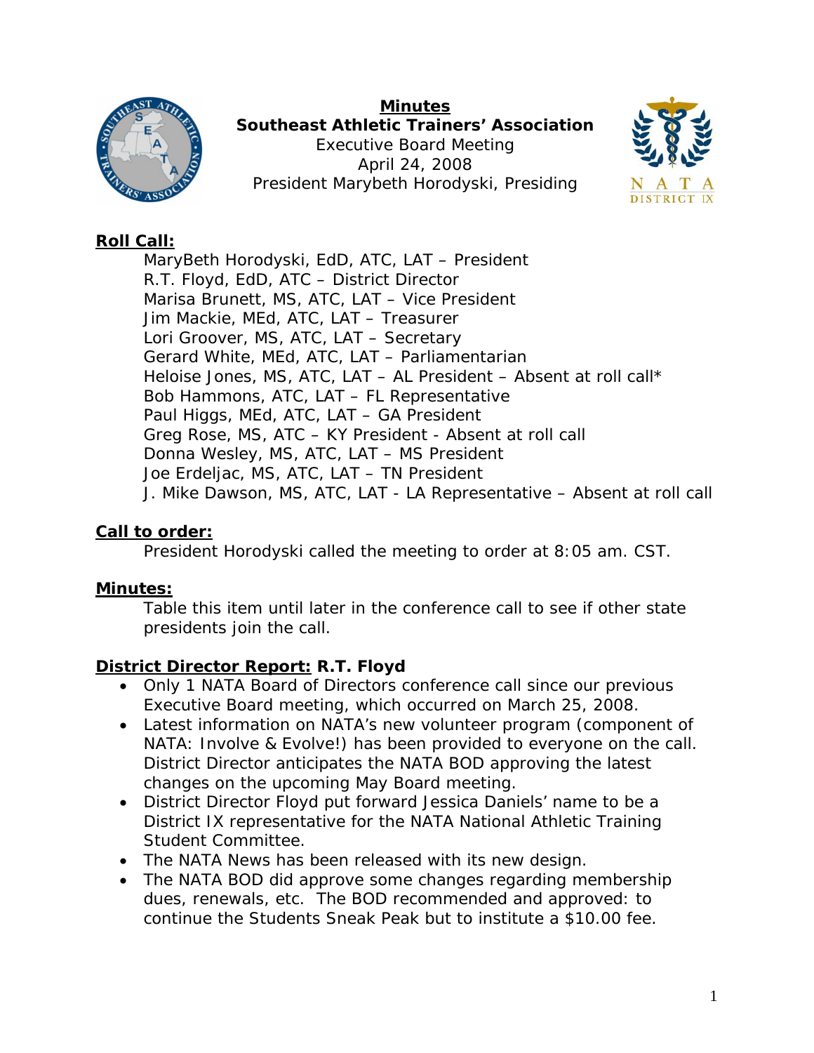**Minutes**

**Southeast Athletic Trainers' Association**

Executive Board Meeting

April 24, 2008

President Marybeth Horodyski, Presiding

## Roll Call:

MaryBeth Horodyski, EdD, ATC, LAT – President
R.T. Floyd, EdD, ATC – District Director
Marisa Brunett, MS, ATC, LAT – Vice President
Jim Mackie, MEd, ATC, LAT – Treasurer
Lori Groover, MS, ATC, LAT – Secretary
Gerard White, MEd, ATC, LAT – Parliamentarian
Heloise Jones, MS, ATC, LAT – AL President – Absent at roll call*
Bob Hammons, ATC, LAT – FL Representative
Paul Higgs, MEd, ATC, LAT – GA President
Greg Rose, MS, ATC – KY President - Absent at roll call
Donna Wesley, MS, ATC, LAT – MS President
Joe Erdeljac, MS, ATC, LAT – TN President
J. Mike Dawson, MS, ATC, LAT - LA Representative – Absent at roll call

## Call to order:

President Horodyski called the meeting to order at 8:05 am. CST.

## Minutes:

Table this item until later in the conference call to see if other state presidents join the call.

## District Director Report: R.T. Floyd

- Only 1 NATA Board of Directors conference call since our previous Executive Board meeting, which occurred on March 25, 2008.
- Latest information on NATA's new volunteer program (component of NATA: Involve & Evolve!) has been provided to everyone on the call. District Director anticipates the NATA BOD approving the latest changes on the upcoming May Board meeting.
- District Director Floyd put forward Jessica Daniels' name to be a District IX representative for the NATA National Athletic Training Student Committee.
- The NATA News has been released with its new design.
- The NATA BOD did approve some changes regarding membership dues, renewals, etc. The BOD recommended and approved: to continue the Students Sneak Peak but to institute a $10.00 fee.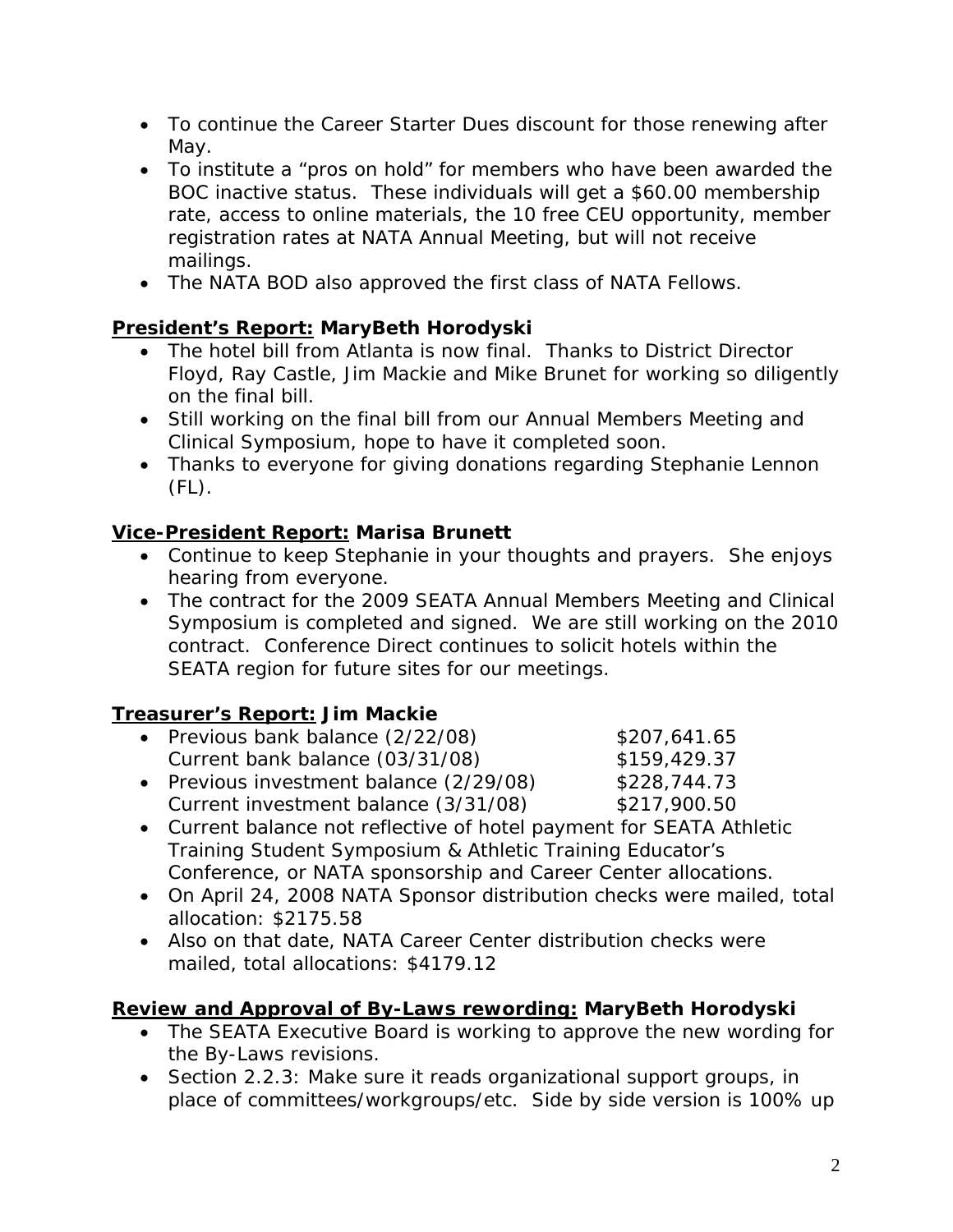- To continue the Career Starter Dues discount for those renewing after May.
- To institute a "pros on hold" for members who have been awarded the BOC inactive status. These individuals will get a $60.00 membership rate, access to online materials, the 10 free CEU opportunity, member registration rates at NATA Annual Meeting, but will not receive mailings.
- The NATA BOD also approved the first class of NATA Fellows.

**President's Report: MaryBeth Horodyski**

- The hotel bill from Atlanta is now final. Thanks to District Director Floyd, Ray Castle, Jim Mackie and Mike Brunet for working so diligently on the final bill.
- Still working on the final bill from our Annual Members Meeting and Clinical Symposium, hope to have it completed soon.
- Thanks to everyone for giving donations regarding Stephanie Lennon (FL).

**Vice-President Report: Marisa Brunett**

- Continue to keep Stephanie in your thoughts and prayers. She enjoys hearing from everyone.
- The contract for the 2009 SEATA Annual Members Meeting and Clinical Symposium is completed and signed. We are still working on the 2010 contract. Conference Direct continues to solicit hotels within the SEATA region for future sites for our meetings.

**Treasurer's Report: Jim Mackie**

- Previous bank balance (2/22/08) $207,641.65
  Current bank balance (03/31/08) $159,429.37
- Previous investment balance (2/29/08) $228,744.73
  Current investment balance (3/31/08) $217,900.50
- Current balance not reflective of hotel payment for SEATA Athletic Training Student Symposium & Athletic Training Educator's Conference, or NATA sponsorship and Career Center allocations.
- On April 24, 2008 NATA Sponsor distribution checks were mailed, total allocation: $2175.58
- Also on that date, NATA Career Center distribution checks were mailed, total allocations: $4179.12

**Review and Approval of By-Laws rewording: MaryBeth Horodyski**

- The SEATA Executive Board is working to approve the new wording for the By-Laws revisions.
- Section 2.2.3: Make sure it reads organizational support groups, in place of committees/workgroups/etc. Side by side version is 100% up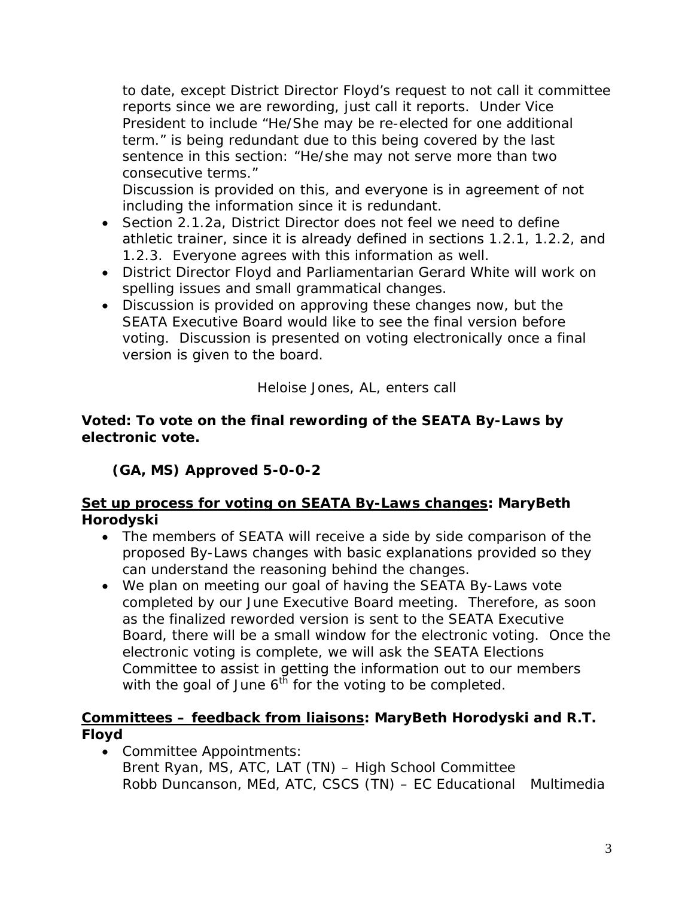to date, except District Director Floyd's request to not call it committee reports since we are rewording, just call it reports. Under Vice President to include "He/She may be re-elected for one additional term." is being redundant due to this being covered by the last sentence in this section: "He/she may not serve more than two consecutive terms."
Discussion is provided on this, and everyone is in agreement of not including the information since it is redundant.

- Section 2.1.2a, District Director does not feel we need to define athletic trainer, since it is already defined in sections 1.2.1, 1.2.2, and 1.2.3. Everyone agrees with this information as well.
- District Director Floyd and Parliamentarian Gerard White will work on spelling issues and small grammatical changes.
- Discussion is provided on approving these changes now, but the SEATA Executive Board would like to see the final version before voting. Discussion is presented on voting electronically once a final version is given to the board.

Heloise Jones, AL, enters call

**Voted: To vote on the final rewording of the SEATA By-Laws by electronic vote.**

**(GA, MS) Approved 5-0-0-2**

**Set up process for voting on SEATA By-Laws changes: MaryBeth Horodyski**

- The members of SEATA will receive a side by side comparison of the proposed By-Laws changes with basic explanations provided so they can understand the reasoning behind the changes.
- We plan on meeting our goal of having the SEATA By-Laws vote completed by our June Executive Board meeting. Therefore, as soon as the finalized reworded version is sent to the SEATA Executive Board, there will be a small window for the electronic voting. Once the electronic voting is complete, we will ask the SEATA Elections Committee to assist in getting the information out to our members with the goal of June 6th for the voting to be completed.

**Committees – feedback from liaisons: MaryBeth Horodyski and R.T. Floyd**

- Committee Appointments:
  Brent Ryan, MS, ATC, LAT (TN) – High School Committee
  Robb Duncanson, MEd, ATC, CSCS (TN) – EC Educational Multimedia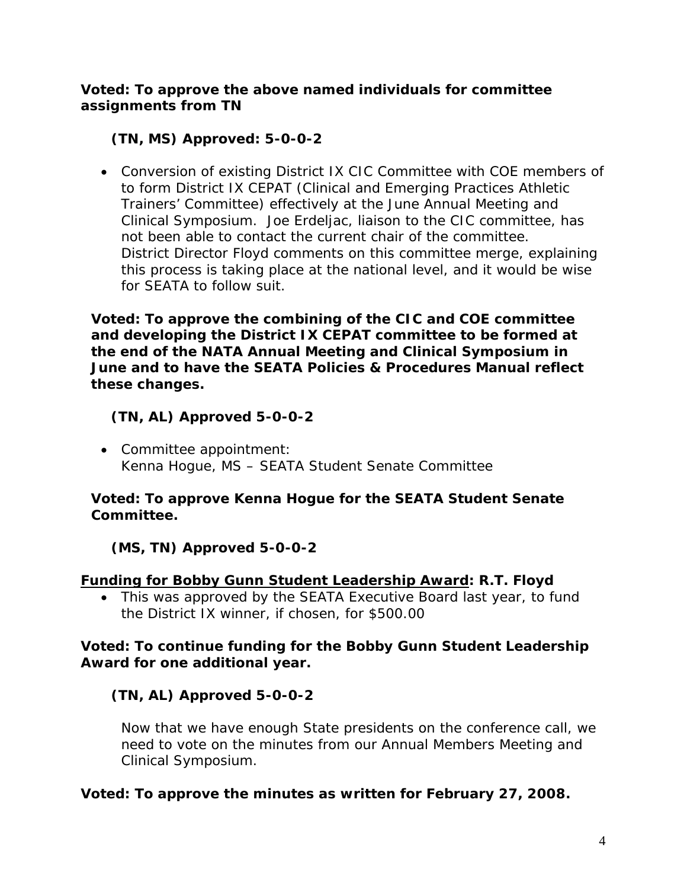**Voted: To approve the above named individuals for committee assignments from TN**

**(TN, MS) Approved: 5-0-0-2**

- *Conversion of existing District IX CIC Committee with COE members of to form District IX CEPAT (Clinical and Emerging Practices Athletic Trainers' Committee) effectively at the June Annual Meeting and Clinical Symposium. Joe Erdeljac, liaison to the CIC committee, has not been able to contact the current chair of the committee. District Director Floyd comments on this committee merge, explaining this process is taking place at the national level, and it would be wise for SEATA to follow suit.*

**Voted: To approve the combining of the CIC and COE committee and developing the District IX CEPAT committee to be formed at the end of the NATA Annual Meeting and Clinical Symposium in June and to have the SEATA Policies & Procedures Manual reflect these changes.**

**(TN, AL) Approved 5-0-0-2**

- *Committee appointment:*
  *Kenna Hogue, MS – SEATA Student Senate Committee*

**Voted: To approve Kenna Hogue for the SEATA Student Senate Committee.**

**(MS, TN) Approved 5-0-0-2**

**<u>Funding for Bobby Gunn Student Leadership Award</u>: R.T. Floyd**

- *This was approved by the SEATA Executive Board last year, to fund the District IX winner, if chosen, for $500.00*

**Voted: To continue funding for the Bobby Gunn Student Leadership Award for one additional year.**

**(TN, AL) Approved 5-0-0-2**

*Now that we have enough State presidents on the conference call, we need to vote on the minutes from our Annual Members Meeting and Clinical Symposium.*

**Voted: To approve the minutes as written for February 27, 2008.**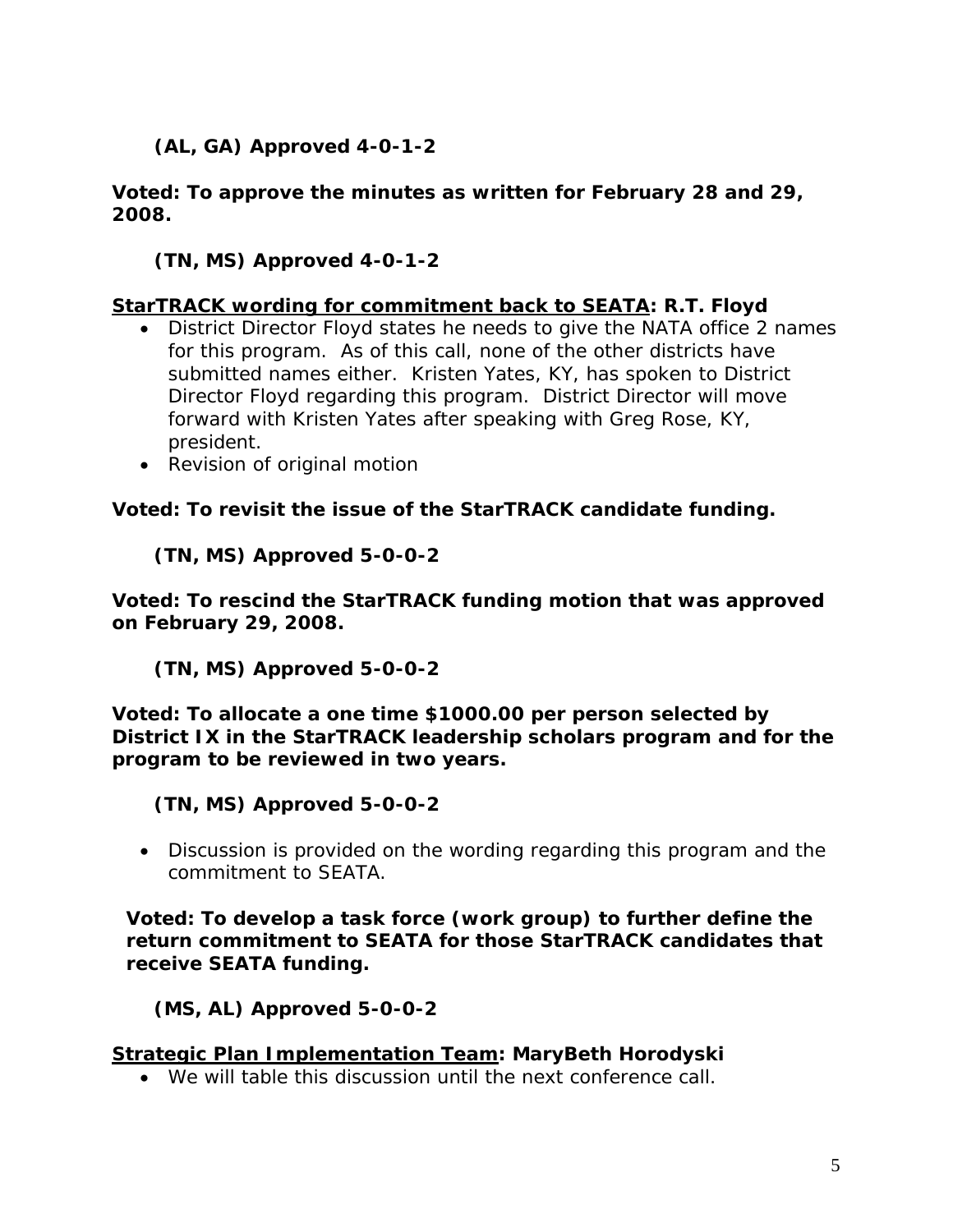**(AL, GA) Approved 4-0-1-2**

**Voted: To approve the minutes as written for February 28 and 29, 2008.**

**(TN, MS) Approved 4-0-1-2**

**<u>StarTRACK wording for commitment back to SEATA</u>: R.T. Floyd**

- District Director Floyd states he needs to give the NATA office 2 names for this program. As of this call, none of the other districts have submitted names either. Kristen Yates, KY, has spoken to District Director Floyd regarding this program. District Director will move forward with Kristen Yates after speaking with Greg Rose, KY, president.
- Revision of original motion

**Voted: To revisit the issue of the StarTRACK candidate funding.**

**(TN, MS) Approved 5-0-0-2**

**Voted: To rescind the StarTRACK funding motion that was approved on February 29, 2008.**

**(TN, MS) Approved 5-0-0-2**

**Voted: To allocate a one time $1000.00 per person selected by District IX in the StarTRACK leadership scholars program and for the program to be reviewed in two years.**

**(TN, MS) Approved 5-0-0-2**

- Discussion is provided on the wording regarding this program and the commitment to SEATA.

**Voted: To develop a task force (work group) to further define the return commitment to SEATA for those StarTRACK candidates that receive SEATA funding.**

**(MS, AL) Approved 5-0-0-2**

**<u>Strategic Plan Implementation Team</u>: MaryBeth Horodyski**

- We will table this discussion until the next conference call.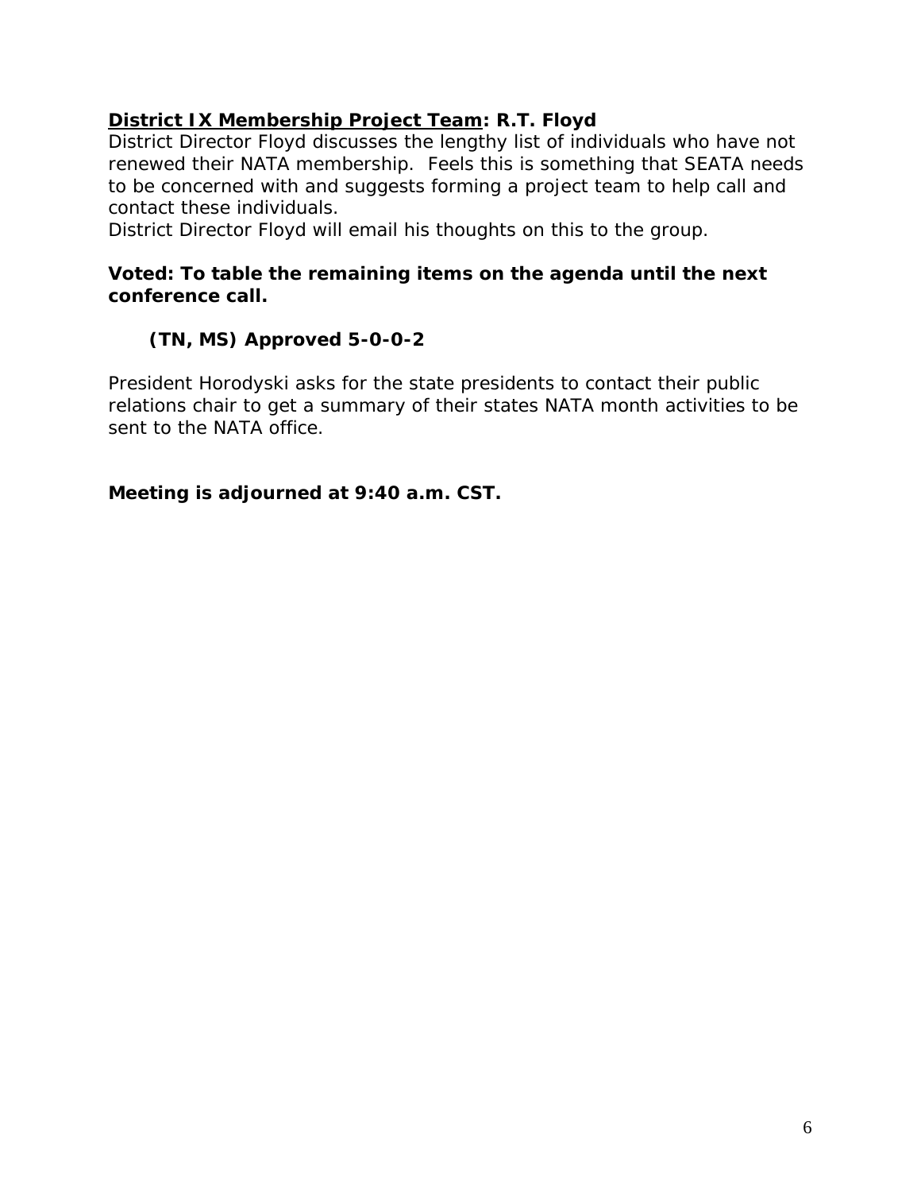**District IX Membership Project Team: R.T. Floyd**

District Director Floyd discusses the lengthy list of individuals who have not renewed their NATA membership. Feels this is something that SEATA needs to be concerned with and suggests forming a project team to help call and contact these individuals.

District Director Floyd will email his thoughts on this to the group.

**Voted: To table the remaining items on the agenda until the next conference call.**

**(TN, MS) Approved 5-0-0-2**

President Horodyski asks for the state presidents to contact their public relations chair to get a summary of their states NATA month activities to be sent to the NATA office.

**Meeting is adjourned at 9:40 a.m. CST.**